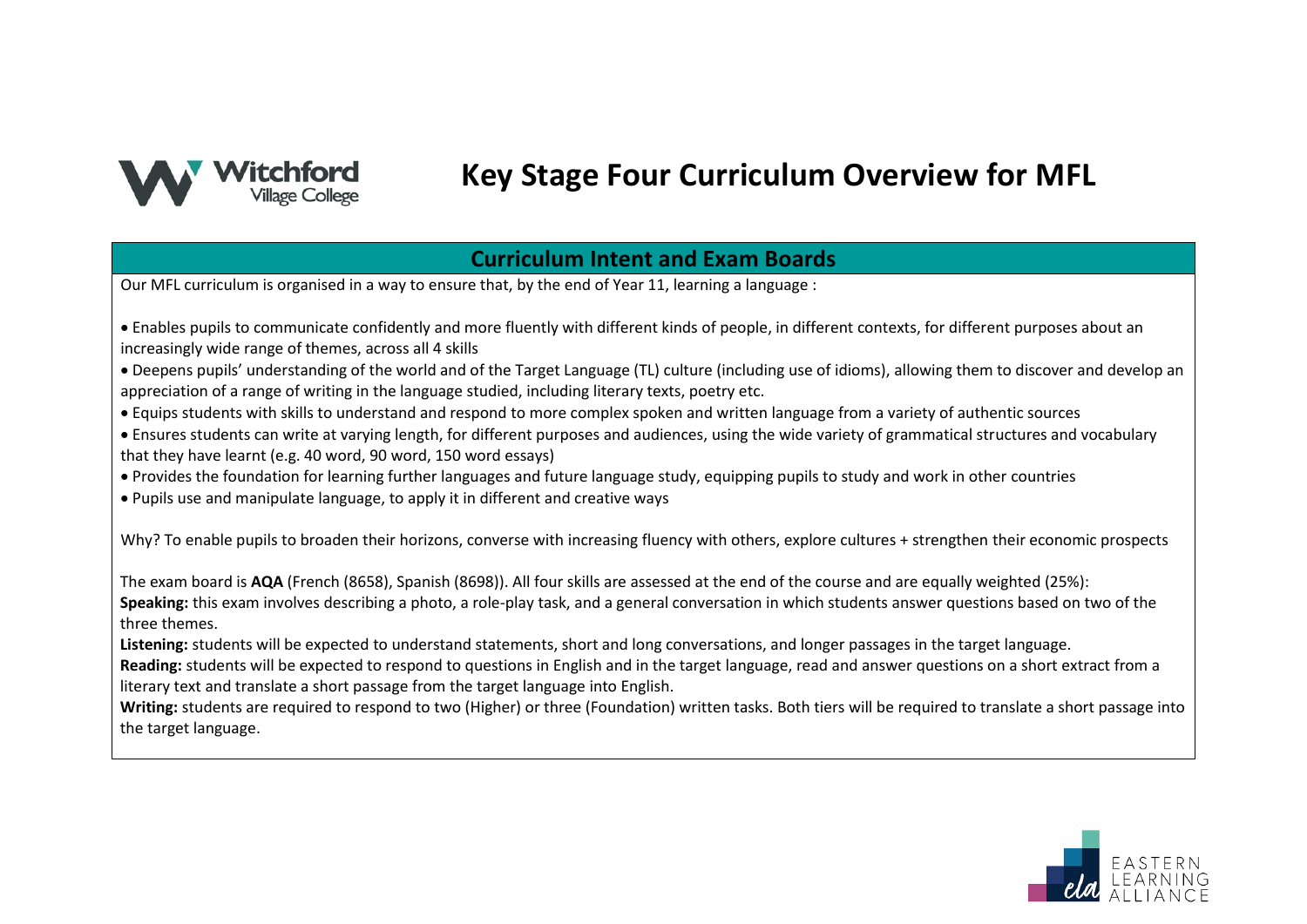# Key Stage Four Curriculum Overview for MFL

## Curriculum Intent and Exam Boards

Our MFL curriculum is organised in a way to ensure that, by the end of Year 11, learning a language :

- Enables pupils to communicate confidently and more fluently with different kinds of people, in different contexts, for different purposes about an increasingly wide range of themes, across all 4 skills
- Deepens pupils' understanding of the world and of the Target Language (TL) culture (including use of idioms), allowing them to discover and develop an appreciation of a range of writing in the language studied, including literary texts, poetry etc.
- Equips students with skills to understand and respond to more complex spoken and written language from a variety of authentic sources
- Ensures students can write at varying length, for different purposes and audiences, using the wide variety of grammatical structures and vocabulary that they have learnt (e.g. 40 word, 90 word, 150 word essays)
- Provides the foundation for learning further languages and future language study, equipping pupils to study and work in other countries
- Pupils use and manipulate language, to apply it in different and creative ways

Why? To enable pupils to broaden their horizons, converse with increasing fluency with others, explore cultures + strengthen their economic prospects

The exam board is **AQA** (French (8658), Spanish (8698)). All four skills are assessed at the end of the course and are equally weighted (25%):

**Speaking:** this exam involves describing a photo, a role-play task, and a general conversation in which students answer questions based on two of the three themes.

**Listening:** students will be expected to understand statements, short and long conversations, and longer passages in the target language.

**Reading:** students will be expected to respond to questions in English and in the target language, read and answer questions on a short extract from a literary text and translate a short passage from the target language into English.

**Writing:** students are required to respond to two (Higher) or three (Foundation) written tasks. Both tiers will be required to translate a short passage into the target language.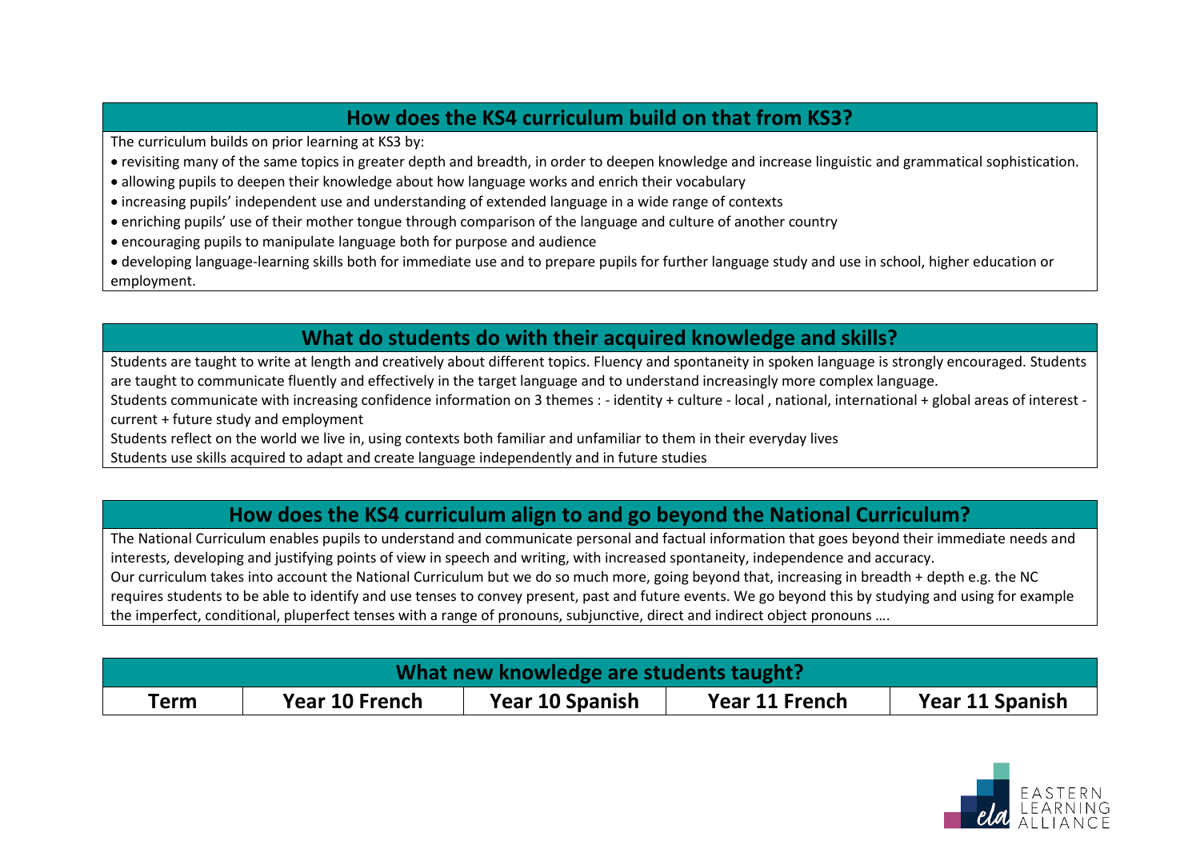## How does the KS4 curriculum build on that from KS3?

The curriculum builds on prior learning at KS3 by:

- revisiting many of the same topics in greater depth and breadth, in order to deepen knowledge and increase linguistic and grammatical sophistication.
- allowing pupils to deepen their knowledge about how language works and enrich their vocabulary
- increasing pupils' independent use and understanding of extended language in a wide range of contexts
- enriching pupils' use of their mother tongue through comparison of the language and culture of another country
- encouraging pupils to manipulate language both for purpose and audience
- developing language-learning skills both for immediate use and to prepare pupils for further language study and use in school, higher education or employment.

## What do students do with their acquired knowledge and skills?

Students are taught to write at length and creatively about different topics. Fluency and spontaneity in spoken language is strongly encouraged. Students are taught to communicate fluently and effectively in the target language and to understand increasingly more complex language.

Students communicate with increasing confidence information on 3 themes : - identity + culture - local , national, international + global areas of interest - current + future study and employment

Students reflect on the world we live in, using contexts both familiar and unfamiliar to them in their everyday lives

Students use skills acquired to adapt and create language independently and in future studies

## How does the KS4 curriculum align to and go beyond the National Curriculum?

The National Curriculum enables pupils to understand and communicate personal and factual information that goes beyond their immediate needs and interests, developing and justifying points of view in speech and writing, with increased spontaneity, independence and accuracy.

Our curriculum takes into account the National Curriculum but we do so much more, going beyond that, increasing in breadth + depth e.g. the NC requires students to be able to identify and use tenses to convey present, past and future events. We go beyond this by studying and using for example the imperfect, conditional, pluperfect tenses with a range of pronouns, subjunctive, direct and indirect object pronouns ….

## What new knowledge are students taught?

| Term | Year 10 French | Year 10 Spanish | Year 11 French | Year 11 Spanish |
|---|---|---|---|---|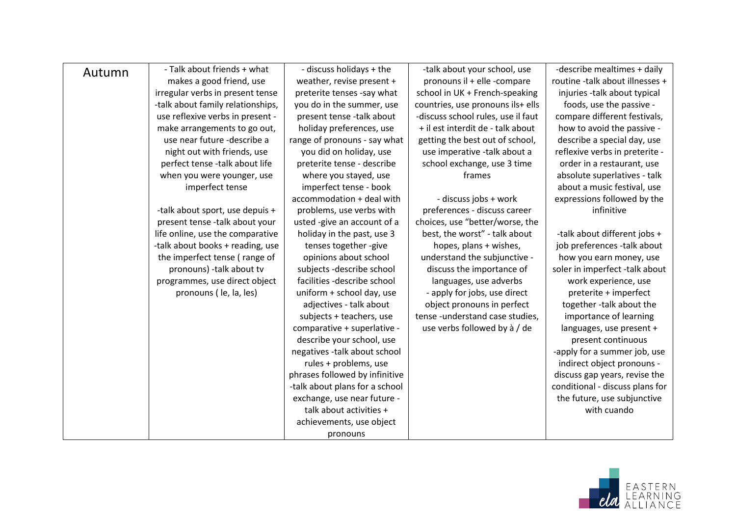| Autumn | - Talk about friends + what makes a good friend, use irregular verbs in present tense -talk about family relationships, use reflexive verbs in present -make arrangements to go out, use near future -describe a night out with friends, use perfect tense -talk about life when you were younger, use imperfect tense<br><br>-talk about sport, use depuis + present tense -talk about your life online, use the comparative -talk about books + reading, use the imperfect tense ( range of pronouns) -talk about tv programmes, use direct object pronouns ( le, la, les) | - discuss holidays + the weather, revise present + preterite tenses -say what you do in the summer, use present tense -talk about holiday preferences, use range of pronouns - say what you did on holiday, use preterite tense - describe where you stayed, use imperfect tense - book accommodation + deal with problems, use verbs with usted -give an account of a holiday in the past, use 3 tenses together -give opinions about school subjects -describe school facilities -describe school uniform + school day, use adjectives - talk about subjects + teachers, use comparative + superlative -describe your school, use negatives -talk about school rules + problems, use phrases followed by infinitive -talk about plans for a school exchange, use near future -talk about activities + achievements, use object pronouns | -talk about your school, use pronouns il + elle -compare school in UK + French-speaking countries, use pronouns ils+ ells -discuss school rules, use il faut + il est interdit de - talk about getting the best out of school, use imperative -talk about a school exchange, use 3 time frames<br><br>- discuss jobs + work preferences - discuss career choices, use "better/worse, the best, the worst" - talk about hopes, plans + wishes, understand the subjunctive -discuss the importance of languages, use adverbs - apply for jobs, use direct object pronouns in perfect tense -understand case studies, use verbs followed by à / de | -describe mealtimes + daily routine -talk about illnesses + injuries -talk about typical foods, use the passive -compare different festivals, how to avoid the passive -describe a special day, use reflexive verbs in preterite -order in a restaurant, use absolute superlatives - talk about a music festival, use expressions followed by the infinitive<br><br>-talk about different jobs + job preferences -talk about how you earn money, use soler in imperfect -talk about work experience, use preterite + imperfect together -talk about the importance of learning languages, use present + present continuous -apply for a summer job, use indirect object pronouns -discuss gap years, revise the conditional - discuss plans for the future, use subjunctive with cuando |
|---|---|---|---|---|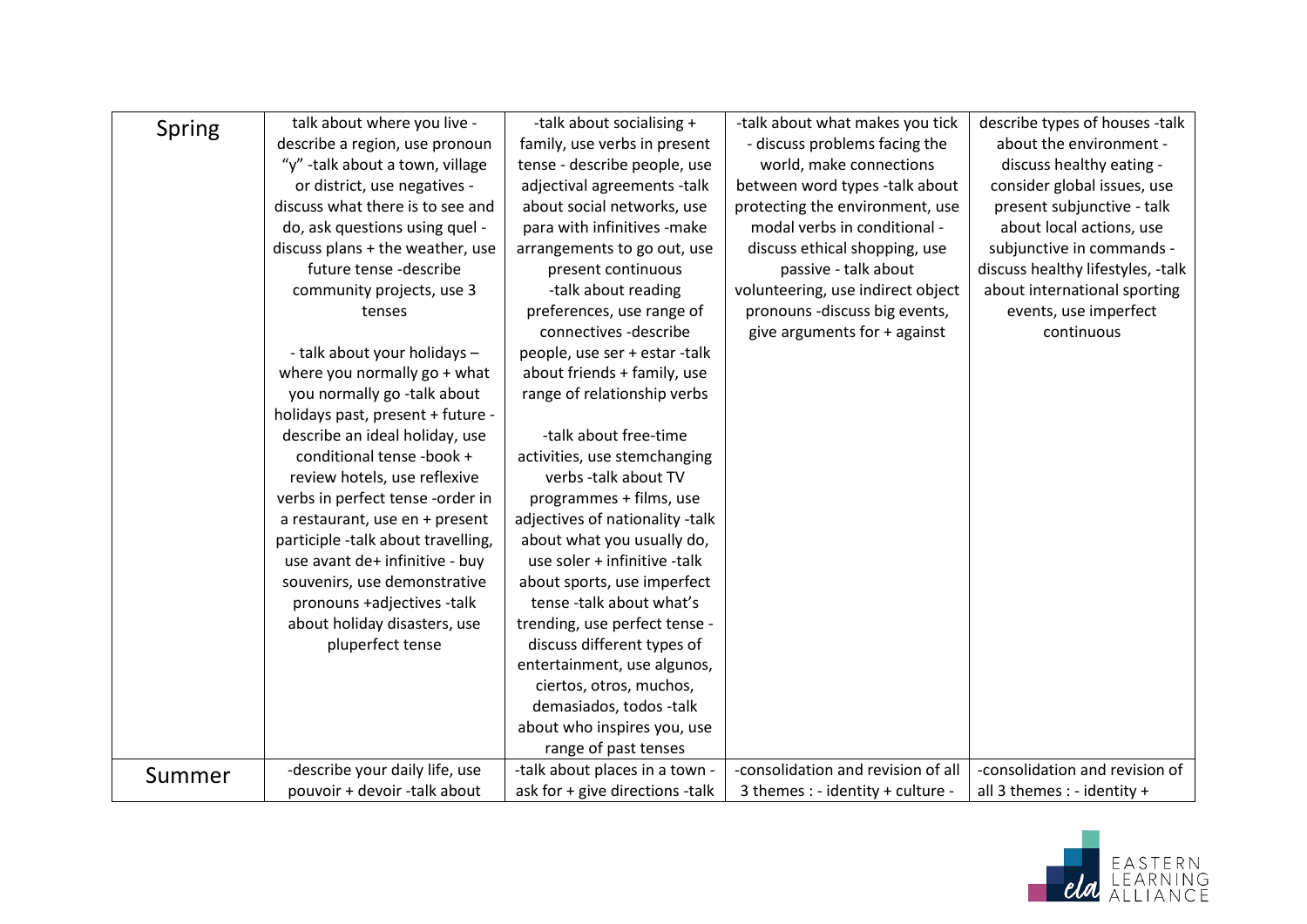| | | | | |
|---|---|---|---|---|
| Spring | talk about where you live - describe a region, use pronoun "y" -talk about a town, village or district, use negatives - discuss what there is to see and do, ask questions using quel - discuss plans + the weather, use future tense -describe community projects, use 3 tenses<br><br>- talk about your holidays – where you normally go + what you normally go -talk about holidays past, present + future - describe an ideal holiday, use conditional tense -book + review hotels, use reflexive verbs in perfect tense -order in a restaurant, use en + present participle -talk about travelling, use avant de+ infinitive - buy souvenirs, use demonstrative pronouns +adjectives -talk about holiday disasters, use pluperfect tense | -talk about socialising + family, use verbs in present tense - describe people, use adjectival agreements -talk about social networks, use para with infinitives -make arrangements to go out, use present continuous -talk about reading preferences, use range of connectives -describe people, use ser + estar -talk about friends + family, use range of relationship verbs<br><br>-talk about free-time activities, use stemchanging verbs -talk about TV programmes + films, use adjectives of nationality -talk about what you usually do, use soler + infinitive -talk about sports, use imperfect tense -talk about what's trending, use perfect tense - discuss different types of entertainment, use algunos, ciertos, otros, muchos, demasiados, todos -talk about who inspires you, use range of past tenses | -talk about what makes you tick - discuss problems facing the world, make connections between word types -talk about protecting the environment, use modal verbs in conditional - discuss ethical shopping, use passive - talk about volunteering, use indirect object pronouns -discuss big events, give arguments for + against | describe types of houses -talk about the environment - discuss healthy eating - consider global issues, use present subjunctive - talk about local actions, use subjunctive in commands - discuss healthy lifestyles, -talk about international sporting events, use imperfect continuous |
| Summer | -describe your daily life, use pouvoir + devoir -talk about | -talk about places in a town - ask for + give directions -talk | -consolidation and revision of all 3 themes : - identity + culture - | -consolidation and revision of all 3 themes : - identity + |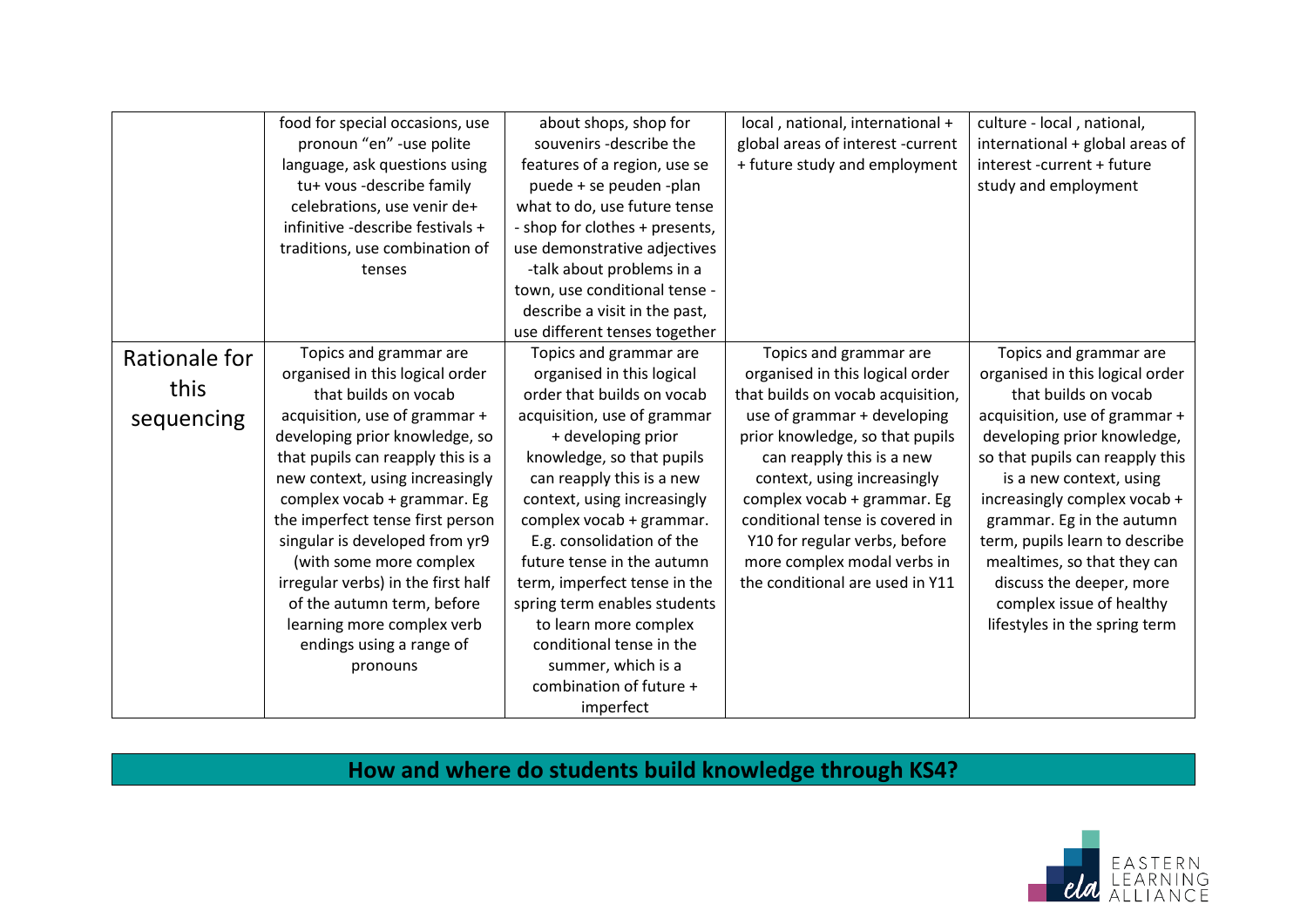| | | | | |
|---|---|---|---|---|
| | food for special occasions, use pronoun "en" -use polite language, ask questions using tu+ vous -describe family celebrations, use venir de+ infinitive -describe festivals + traditions, use combination of tenses | about shops, shop for souvenirs -describe the features of a region, use se puede + se peuden -plan what to do, use future tense - shop for clothes + presents, use demonstrative adjectives -talk about problems in a town, use conditional tense - describe a visit in the past, use different tenses together | local , national, international + global areas of interest -current + future study and employment | culture - local , national, international + global areas of interest -current + future study and employment |
| Rationale for this sequencing | Topics and grammar are organised in this logical order that builds on vocab acquisition, use of grammar + developing prior knowledge, so that pupils can reapply this is a new context, using increasingly complex vocab + grammar. Eg the imperfect tense first person singular is developed from yr9 (with some more complex irregular verbs) in the first half of the autumn term, before learning more complex verb endings using a range of pronouns | Topics and grammar are organised in this logical order that builds on vocab acquisition, use of grammar + developing prior knowledge, so that pupils can reapply this is a new context, using increasingly complex vocab + grammar. E.g. consolidation of the future tense in the autumn term, imperfect tense in the spring term enables students to learn more complex conditional tense in the summer, which is a combination of future + imperfect | Topics and grammar are organised in this logical order that builds on vocab acquisition, use of grammar + developing prior knowledge, so that pupils can reapply this is a new context, using increasingly complex vocab + grammar. Eg conditional tense is covered in Y10 for regular verbs, before more complex modal verbs in the conditional are used in Y11 | Topics and grammar are organised in this logical order that builds on vocab acquisition, use of grammar + developing prior knowledge, so that pupils can reapply this is a new context, using increasingly complex vocab + grammar. Eg in the autumn term, pupils learn to describe mealtimes, so that they can discuss the deeper, more complex issue of healthy lifestyles in the spring term |

## How and where do students build knowledge through KS4?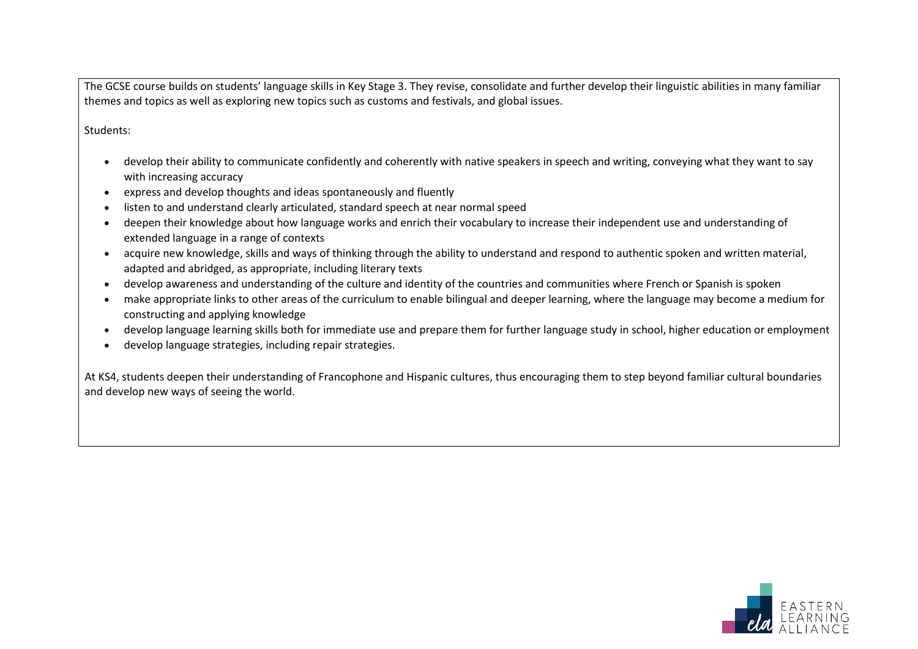The GCSE course builds on students' language skills in Key Stage 3. They revise, consolidate and further develop their linguistic abilities in many familiar themes and topics as well as exploring new topics such as customs and festivals, and global issues.

Students:

- develop their ability to communicate confidently and coherently with native speakers in speech and writing, conveying what they want to say with increasing accuracy
- express and develop thoughts and ideas spontaneously and fluently
- listen to and understand clearly articulated, standard speech at near normal speed
- deepen their knowledge about how language works and enrich their vocabulary to increase their independent use and understanding of extended language in a range of contexts
- acquire new knowledge, skills and ways of thinking through the ability to understand and respond to authentic spoken and written material, adapted and abridged, as appropriate, including literary texts
- develop awareness and understanding of the culture and identity of the countries and communities where French or Spanish is spoken
- make appropriate links to other areas of the curriculum to enable bilingual and deeper learning, where the language may become a medium for constructing and applying knowledge
- develop language learning skills both for immediate use and prepare them for further language study in school, higher education or employment
- develop language strategies, including repair strategies.

At KS4, students deepen their understanding of Francophone and Hispanic cultures, thus encouraging them to step beyond familiar cultural boundaries and develop new ways of seeing the world.